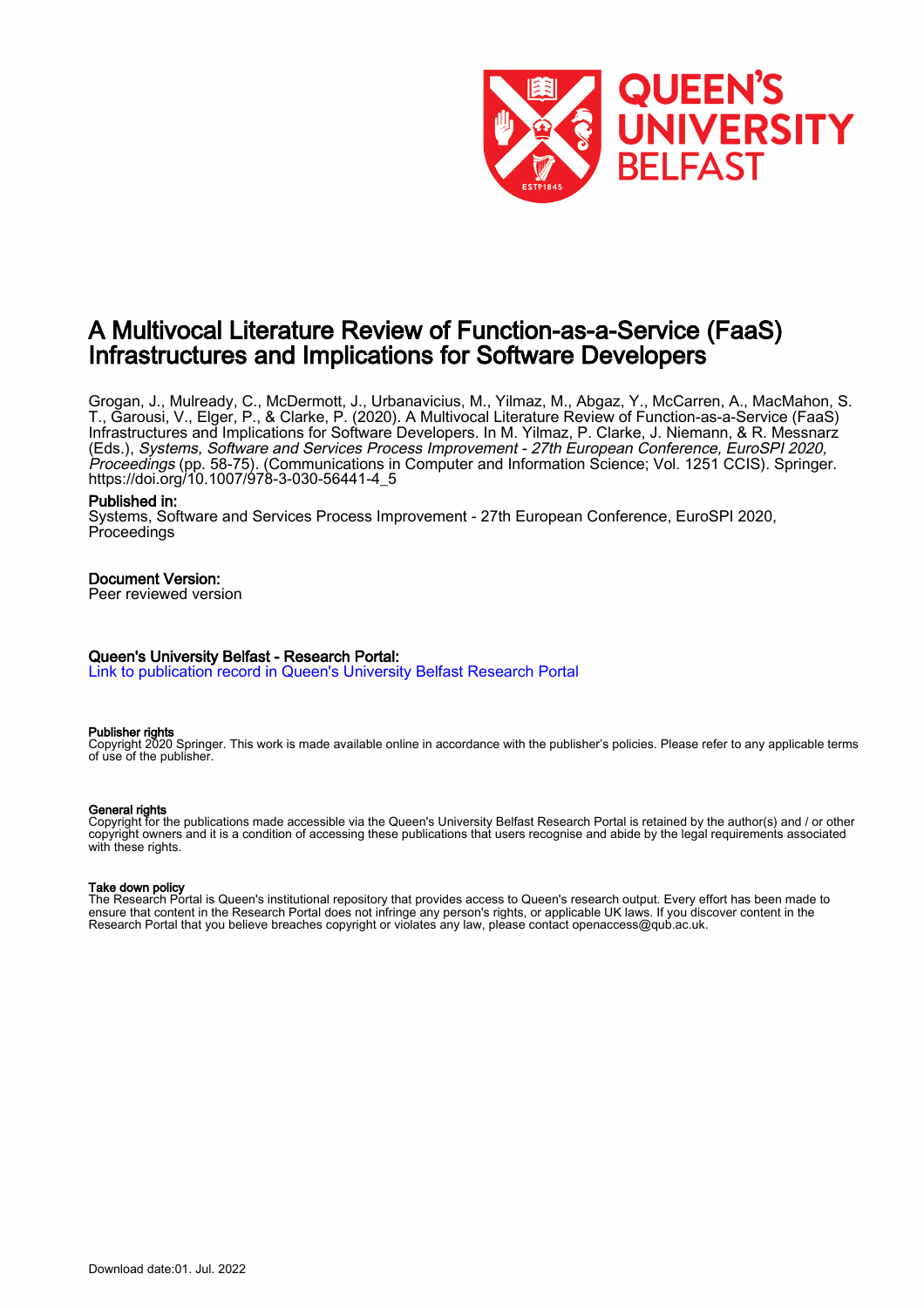# A Multivocal Literature Review of Function-as-a-Service (FaaS) Infrastructures and Implications for Software Developers

Grogan, J., Mulready, C., McDermott, J., Urbanavicius, M., Yilmaz, M., Abgaz, Y., McCarren, A., MacMahon, S. T., Garousi, V., Elger, P., & Clarke, P. (2020). A Multivocal Literature Review of Function-as-a-Service (FaaS) Infrastructures and Implications for Software Developers. In M. Yilmaz, P. Clarke, J. Niemann, & R. Messnarz (Eds.), *Systems, Software and Services Process Improvement - 27th European Conference, EuroSPI 2020, Proceedings* (pp. 58-75). (Communications in Computer and Information Science; Vol. 1251 CCIS). Springer. https://doi.org/10.1007/978-3-030-56441-4_5

**Published in:**
Systems, Software and Services Process Improvement - 27th European Conference, EuroSPI 2020, Proceedings

**Document Version:**
Peer reviewed version

**Queen's University Belfast - Research Portal:**
Link to publication record in Queen's University Belfast Research Portal

**Publisher rights**
Copyright 2020 Springer. This work is made available online in accordance with the publisher's policies. Please refer to any applicable terms of use of the publisher.

**General rights**
Copyright for the publications made accessible via the Queen's University Belfast Research Portal is retained by the author(s) and / or other copyright owners and it is a condition of accessing these publications that users recognise and abide by the legal requirements associated with these rights.

**Take down policy**
The Research Portal is Queen's institutional repository that provides access to Queen's research output. Every effort has been made to ensure that content in the Research Portal does not infringe any person's rights, or applicable UK laws. If you discover content in the Research Portal that you believe breaches copyright or violates any law, please contact openaccess@qub.ac.uk.

Download date:01. Jul. 2022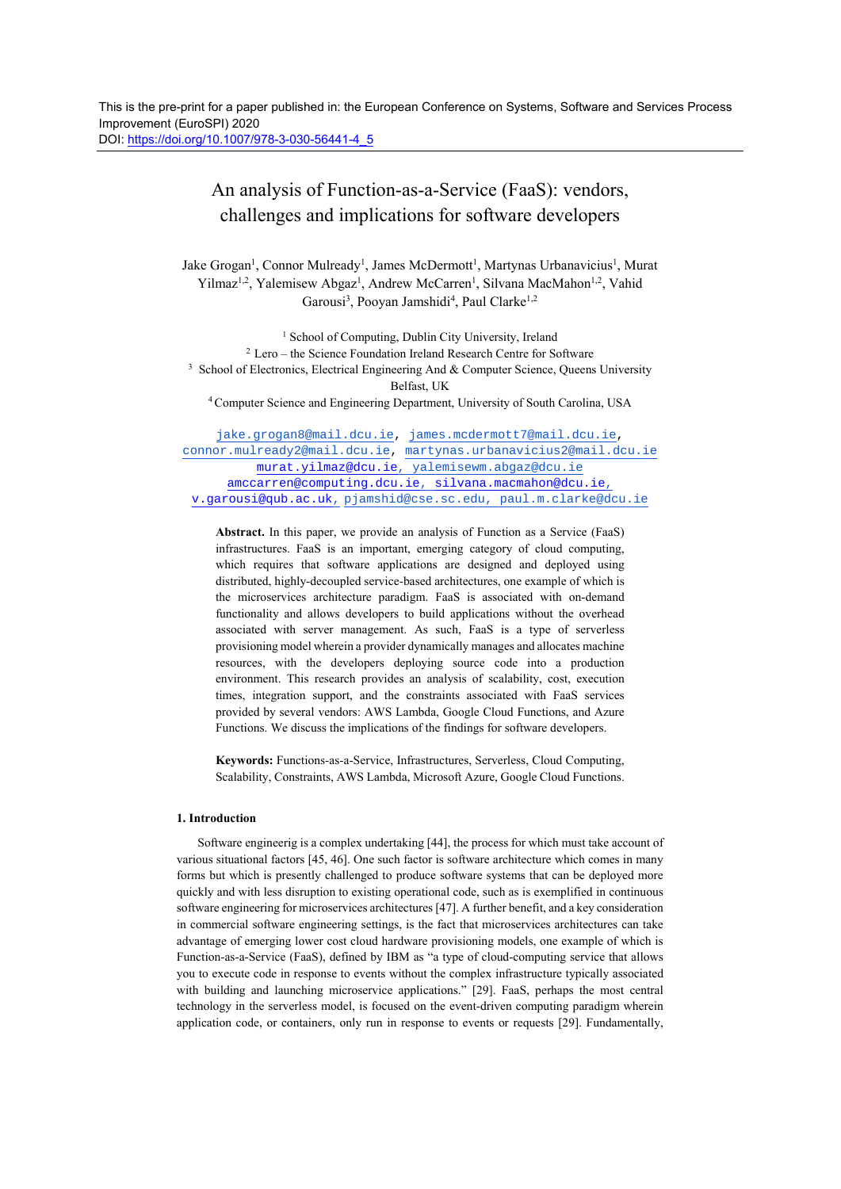This is the pre-print for a paper published in: the European Conference on Systems, Software and Services Process Improvement (EuroSPI) 2020
DOI: https://doi.org/10.1007/978-3-030-56441-4_5

# An analysis of Function-as-a-Service (FaaS): vendors, challenges and implications for software developers

Jake Grogan[1], Connor Mulready[1], James McDermott[1], Martynas Urbanavicius[1], Murat Yilmaz[1,2], Yalemisew Abgaz[1], Andrew McCarren[1], Silvana MacMahon[1,2], Vahid Garousi[3], Pooyan Jamshidi[4], Paul Clarke[1,2]

[1] School of Computing, Dublin City University, Ireland
[2] Lero – the Science Foundation Ireland Research Centre for Software
[3] School of Electronics, Electrical Engineering And & Computer Science, Queens University Belfast, UK
[4] Computer Science and Engineering Department, University of South Carolina, USA

jake.grogan8@mail.dcu.ie, james.mcdermott7@mail.dcu.ie, connor.mulready2@mail.dcu.ie, martynas.urbanavicius2@mail.dcu.ie murat.yilmaz@dcu.ie, yalemisewm.abgaz@dcu.ie amccarren@computing.dcu.ie, silvana.macmahon@dcu.ie, v.garousi@qub.ac.uk, pjamshid@cse.sc.edu, paul.m.clarke@dcu.ie

**Abstract.** In this paper, we provide an analysis of Function as a Service (FaaS) infrastructures. FaaS is an important, emerging category of cloud computing, which requires that software applications are designed and deployed using distributed, highly-decoupled service-based architectures, one example of which is the microservices architecture paradigm. FaaS is associated with on-demand functionality and allows developers to build applications without the overhead associated with server management. As such, FaaS is a type of serverless provisioning model wherein a provider dynamically manages and allocates machine resources, with the developers deploying source code into a production environment. This research provides an analysis of scalability, cost, execution times, integration support, and the constraints associated with FaaS services provided by several vendors: AWS Lambda, Google Cloud Functions, and Azure Functions. We discuss the implications of the findings for software developers.

**Keywords:** Functions-as-a-Service, Infrastructures, Serverless, Cloud Computing, Scalability, Constraints, AWS Lambda, Microsoft Azure, Google Cloud Functions.

## 1. Introduction

Software engineerig is a complex undertaking [44], the process for which must take account of various situational factors [45, 46]. One such factor is software architecture which comes in many forms but which is presently challenged to produce software systems that can be deployed more quickly and with less disruption to existing operational code, such as is exemplified in continuous software engineering for microservices architectures [47]. A further benefit, and a key consideration in commercial software engineering settings, is the fact that microservices architectures can take advantage of emerging lower cost cloud hardware provisioning models, one example of which is Function-as-a-Service (FaaS), defined by IBM as "a type of cloud-computing service that allows you to execute code in response to events without the complex infrastructure typically associated with building and launching microservice applications." [29]. FaaS, perhaps the most central technology in the serverless model, is focused on the event-driven computing paradigm wherein application code, or containers, only run in response to events or requests [29]. Fundamentally,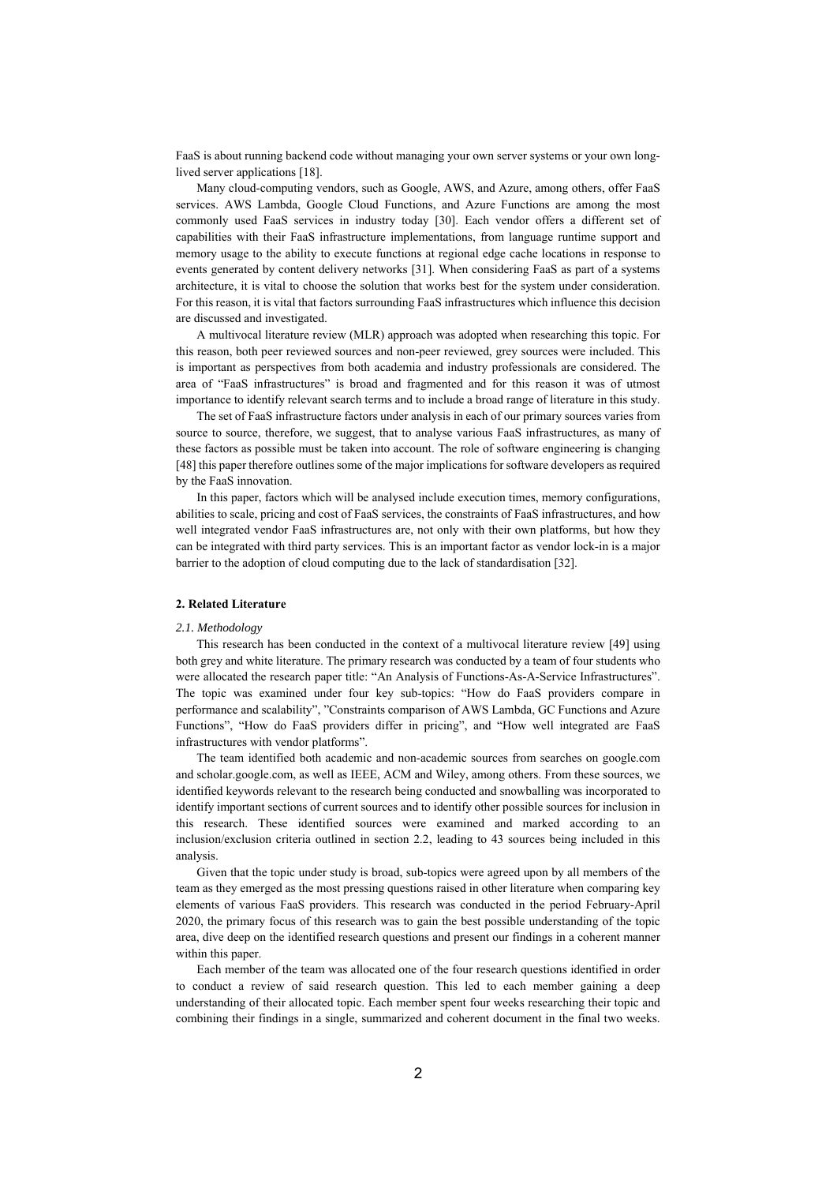FaaS is about running backend code without managing your own server systems or your own long-lived server applications [18].

Many cloud-computing vendors, such as Google, AWS, and Azure, among others, offer FaaS services. AWS Lambda, Google Cloud Functions, and Azure Functions are among the most commonly used FaaS services in industry today [30]. Each vendor offers a different set of capabilities with their FaaS infrastructure implementations, from language runtime support and memory usage to the ability to execute functions at regional edge cache locations in response to events generated by content delivery networks [31]. When considering FaaS as part of a systems architecture, it is vital to choose the solution that works best for the system under consideration. For this reason, it is vital that factors surrounding FaaS infrastructures which influence this decision are discussed and investigated.

A multivocal literature review (MLR) approach was adopted when researching this topic. For this reason, both peer reviewed sources and non-peer reviewed, grey sources were included. This is important as perspectives from both academia and industry professionals are considered. The area of "FaaS infrastructures" is broad and fragmented and for this reason it was of utmost importance to identify relevant search terms and to include a broad range of literature in this study.

The set of FaaS infrastructure factors under analysis in each of our primary sources varies from source to source, therefore, we suggest, that to analyse various FaaS infrastructures, as many of these factors as possible must be taken into account. The role of software engineering is changing [48] this paper therefore outlines some of the major implications for software developers as required by the FaaS innovation.

In this paper, factors which will be analysed include execution times, memory configurations, abilities to scale, pricing and cost of FaaS services, the constraints of FaaS infrastructures, and how well integrated vendor FaaS infrastructures are, not only with their own platforms, but how they can be integrated with third party services. This is an important factor as vendor lock-in is a major barrier to the adoption of cloud computing due to the lack of standardisation [32].

## 2. Related Literature

### *2.1. Methodology*

This research has been conducted in the context of a multivocal literature review [49] using both grey and white literature. The primary research was conducted by a team of four students who were allocated the research paper title: "An Analysis of Functions-As-A-Service Infrastructures". The topic was examined under four key sub-topics: "How do FaaS providers compare in performance and scalability", "Constraints comparison of AWS Lambda, GC Functions and Azure Functions", "How do FaaS providers differ in pricing", and "How well integrated are FaaS infrastructures with vendor platforms".

The team identified both academic and non-academic sources from searches on google.com and scholar.google.com, as well as IEEE, ACM and Wiley, among others. From these sources, we identified keywords relevant to the research being conducted and snowballing was incorporated to identify important sections of current sources and to identify other possible sources for inclusion in this research. These identified sources were examined and marked according to an inclusion/exclusion criteria outlined in section 2.2, leading to 43 sources being included in this analysis.

Given that the topic under study is broad, sub-topics were agreed upon by all members of the team as they emerged as the most pressing questions raised in other literature when comparing key elements of various FaaS providers. This research was conducted in the period February-April 2020, the primary focus of this research was to gain the best possible understanding of the topic area, dive deep on the identified research questions and present our findings in a coherent manner within this paper.

Each member of the team was allocated one of the four research questions identified in order to conduct a review of said research question. This led to each member gaining a deep understanding of their allocated topic. Each member spent four weeks researching their topic and combining their findings in a single, summarized and coherent document in the final two weeks.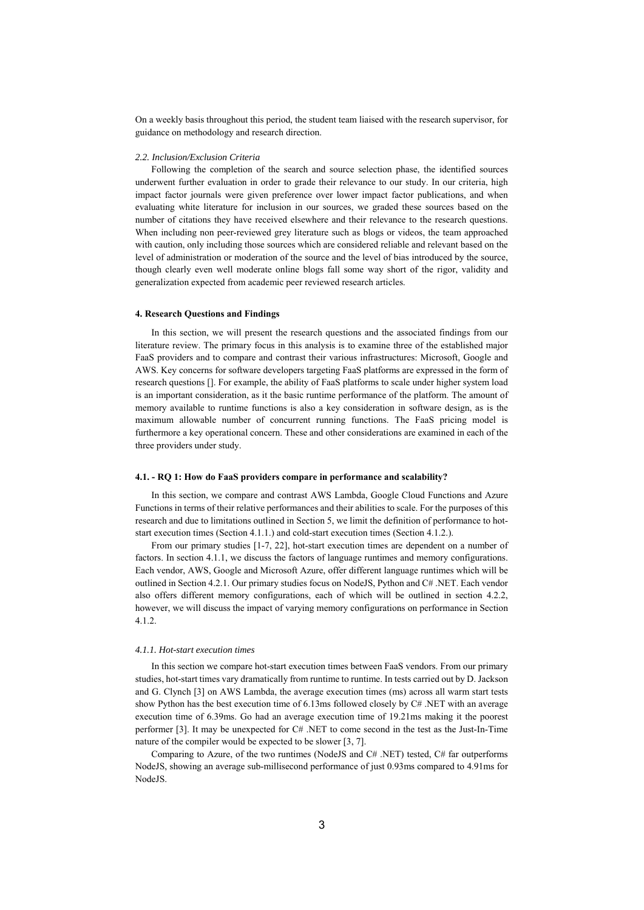On a weekly basis throughout this period, the student team liaised with the research supervisor, for guidance on methodology and research direction.

### *2.2. Inclusion/Exclusion Criteria*

Following the completion of the search and source selection phase, the identified sources underwent further evaluation in order to grade their relevance to our study. In our criteria, high impact factor journals were given preference over lower impact factor publications, and when evaluating white literature for inclusion in our sources, we graded these sources based on the number of citations they have received elsewhere and their relevance to the research questions. When including non peer-reviewed grey literature such as blogs or videos, the team approached with caution, only including those sources which are considered reliable and relevant based on the level of administration or moderation of the source and the level of bias introduced by the source, though clearly even well moderate online blogs fall some way short of the rigor, validity and generalization expected from academic peer reviewed research articles.

## 4. Research Questions and Findings

In this section, we will present the research questions and the associated findings from our literature review. The primary focus in this analysis is to examine three of the established major FaaS providers and to compare and contrast their various infrastructures: Microsoft, Google and AWS. Key concerns for software developers targeting FaaS platforms are expressed in the form of research questions []. For example, the ability of FaaS platforms to scale under higher system load is an important consideration, as it the basic runtime performance of the platform. The amount of memory available to runtime functions is also a key consideration in software design, as is the maximum allowable number of concurrent running functions. The FaaS pricing model is furthermore a key operational concern. These and other considerations are examined in each of the three providers under study.

### 4.1. - RQ 1: How do FaaS providers compare in performance and scalability?

In this section, we compare and contrast AWS Lambda, Google Cloud Functions and Azure Functions in terms of their relative performances and their abilities to scale. For the purposes of this research and due to limitations outlined in Section 5, we limit the definition of performance to hot-start execution times (Section 4.1.1.) and cold-start execution times (Section 4.1.2.).

From our primary studies [1-7, 22], hot-start execution times are dependent on a number of factors. In section 4.1.1, we discuss the factors of language runtimes and memory configurations. Each vendor, AWS, Google and Microsoft Azure, offer different language runtimes which will be outlined in Section 4.2.1. Our primary studies focus on NodeJS, Python and C# .NET. Each vendor also offers different memory configurations, each of which will be outlined in section 4.2.2, however, we will discuss the impact of varying memory configurations on performance in Section 4.1.2.

#### *4.1.1. Hot-start execution times*

In this section we compare hot-start execution times between FaaS vendors. From our primary studies, hot-start times vary dramatically from runtime to runtime. In tests carried out by D. Jackson and G. Clynch [3] on AWS Lambda, the average execution times (ms) across all warm start tests show Python has the best execution time of 6.13ms followed closely by C# .NET with an average execution time of 6.39ms. Go had an average execution time of 19.21ms making it the poorest performer [3]. It may be unexpected for C# .NET to come second in the test as the Just-In-Time nature of the compiler would be expected to be slower [3, 7].

Comparing to Azure, of the two runtimes (NodeJS and C# .NET) tested, C# far outperforms NodeJS, showing an average sub-millisecond performance of just 0.93ms compared to 4.91ms for NodeJS.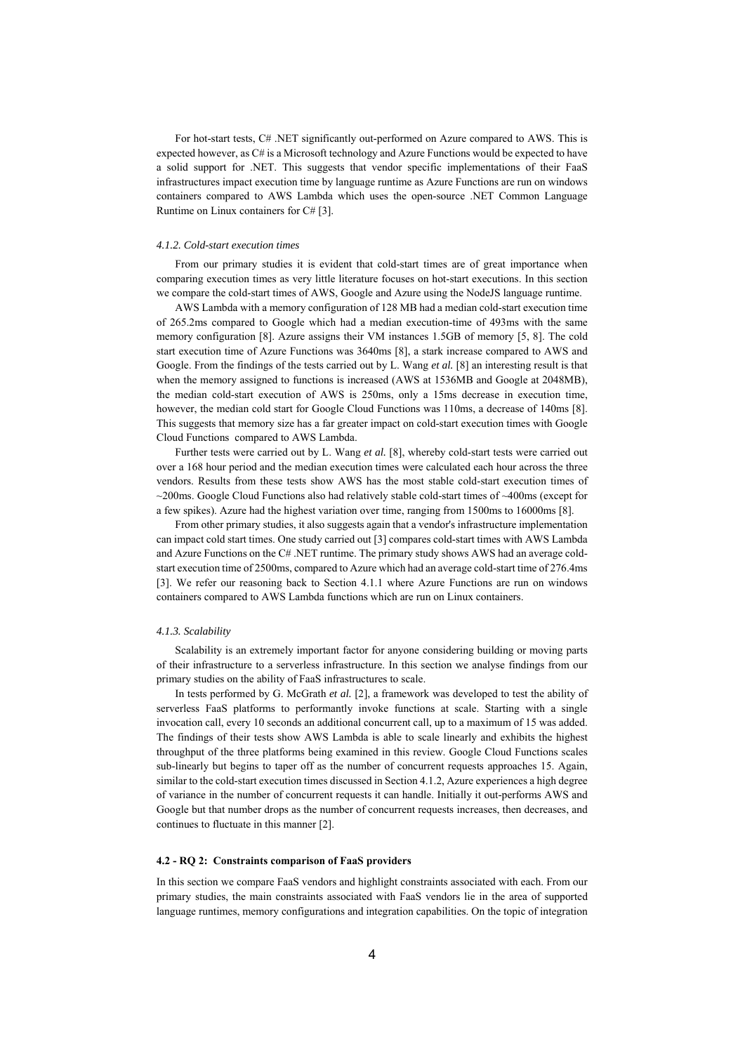For hot-start tests, C# .NET significantly out-performed on Azure compared to AWS. This is expected however, as C# is a Microsoft technology and Azure Functions would be expected to have a solid support for .NET. This suggests that vendor specific implementations of their FaaS infrastructures impact execution time by language runtime as Azure Functions are run on windows containers compared to AWS Lambda which uses the open-source .NET Common Language Runtime on Linux containers for C# [3].

#### *4.1.2. Cold-start execution times*

From our primary studies it is evident that cold-start times are of great importance when comparing execution times as very little literature focuses on hot-start executions. In this section we compare the cold-start times of AWS, Google and Azure using the NodeJS language runtime.

AWS Lambda with a memory configuration of 128 MB had a median cold-start execution time of 265.2ms compared to Google which had a median execution-time of 493ms with the same memory configuration [8]. Azure assigns their VM instances 1.5GB of memory [5, 8]. The cold start execution time of Azure Functions was 3640ms [8], a stark increase compared to AWS and Google. From the findings of the tests carried out by L. Wang *et al.* [8] an interesting result is that when the memory assigned to functions is increased (AWS at 1536MB and Google at 2048MB), the median cold-start execution of AWS is 250ms, only a 15ms decrease in execution time, however, the median cold start for Google Cloud Functions was 110ms, a decrease of 140ms [8]. This suggests that memory size has a far greater impact on cold-start execution times with Google Cloud Functions compared to AWS Lambda.

Further tests were carried out by L. Wang *et al.* [8], whereby cold-start tests were carried out over a 168 hour period and the median execution times were calculated each hour across the three vendors. Results from these tests show AWS has the most stable cold-start execution times of ~200ms. Google Cloud Functions also had relatively stable cold-start times of ~400ms (except for a few spikes). Azure had the highest variation over time, ranging from 1500ms to 16000ms [8].

From other primary studies, it also suggests again that a vendor's infrastructure implementation can impact cold start times. One study carried out [3] compares cold-start times with AWS Lambda and Azure Functions on the C# .NET runtime. The primary study shows AWS had an average cold-start execution time of 2500ms, compared to Azure which had an average cold-start time of 276.4ms [3]. We refer our reasoning back to Section 4.1.1 where Azure Functions are run on windows containers compared to AWS Lambda functions which are run on Linux containers.

#### *4.1.3. Scalability*

Scalability is an extremely important factor for anyone considering building or moving parts of their infrastructure to a serverless infrastructure. In this section we analyse findings from our primary studies on the ability of FaaS infrastructures to scale.

In tests performed by G. McGrath *et al.* [2], a framework was developed to test the ability of serverless FaaS platforms to performantly invoke functions at scale. Starting with a single invocation call, every 10 seconds an additional concurrent call, up to a maximum of 15 was added. The findings of their tests show AWS Lambda is able to scale linearly and exhibits the highest throughput of the three platforms being examined in this review. Google Cloud Functions scales sub-linearly but begins to taper off as the number of concurrent requests approaches 15. Again, similar to the cold-start execution times discussed in Section 4.1.2, Azure experiences a high degree of variance in the number of concurrent requests it can handle. Initially it out-performs AWS and Google but that number drops as the number of concurrent requests increases, then decreases, and continues to fluctuate in this manner [2].

### **4.2 - RQ 2: Constraints comparison of FaaS providers**

In this section we compare FaaS vendors and highlight constraints associated with each. From our primary studies, the main constraints associated with FaaS vendors lie in the area of supported language runtimes, memory configurations and integration capabilities. On the topic of integration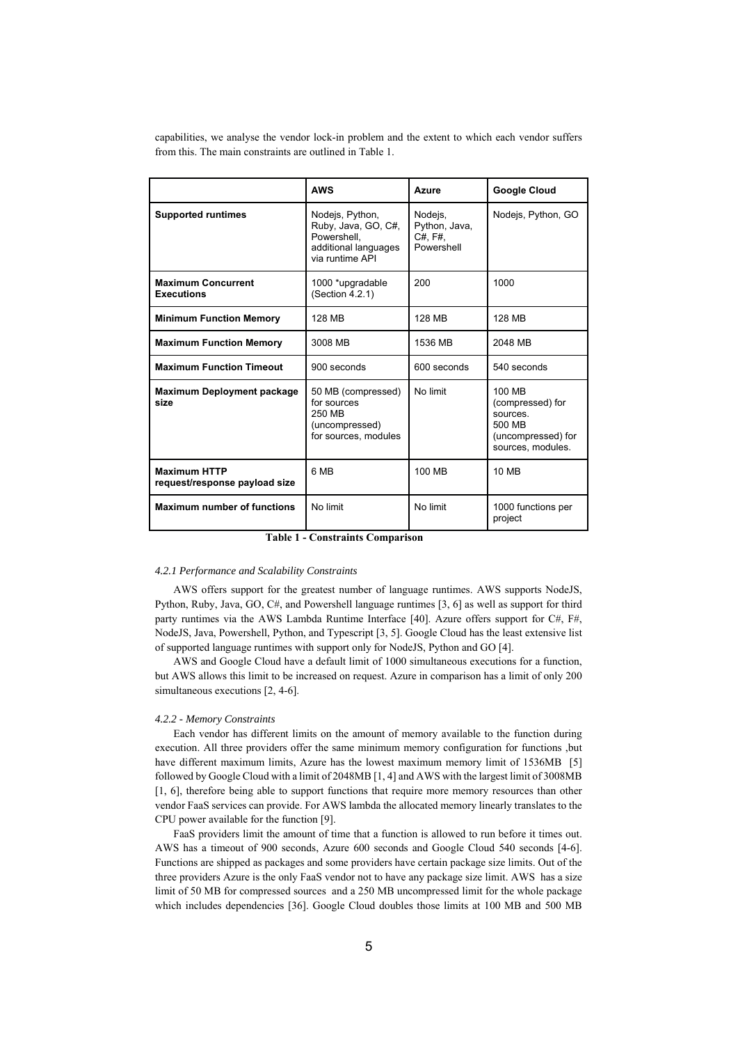capabilities, we analyse the vendor lock-in problem and the extent to which each vendor suffers from this. The main constraints are outlined in Table 1.

| | **AWS** | **Azure** | **Google Cloud** |
|---|---|---|---|
| **Supported runtimes** | Nodejs, Python, Ruby, Java, GO, C#, Powershell, additional languages via runtime API | Nodejs, Python, Java, C#, F#, Powershell | Nodejs, Python, GO |
| **Maximum Concurrent Executions** | 1000 *upgradable (Section 4.2.1) | 200 | 1000 |
| **Minimum Function Memory** | 128 MB | 128 MB | 128 MB |
| **Maximum Function Memory** | 3008 MB | 1536 MB | 2048 MB |
| **Maximum Function Timeout** | 900 seconds | 600 seconds | 540 seconds |
| **Maximum Deployment package size** | 50 MB (compressed) for sources 250 MB (uncompressed) for sources, modules | No limit | 100 MB (compressed) for sources. 500 MB (uncompressed) for sources, modules. |
| **Maximum HTTP request/response payload size** | 6 MB | 100 MB | 10 MB |
| **Maximum number of functions** | No limit | No limit | 1000 functions per project |

**Table 1 - Constraints Comparison**

#### *4.2.1 Performance and Scalability Constraints*

AWS offers support for the greatest number of language runtimes. AWS supports NodeJS, Python, Ruby, Java, GO, C#, and Powershell language runtimes [3, 6] as well as support for third party runtimes via the AWS Lambda Runtime Interface [40]. Azure offers support for C#, F#, NodeJS, Java, Powershell, Python, and Typescript [3, 5]. Google Cloud has the least extensive list of supported language runtimes with support only for NodeJS, Python and GO [4].

AWS and Google Cloud have a default limit of 1000 simultaneous executions for a function, but AWS allows this limit to be increased on request. Azure in comparison has a limit of only 200 simultaneous executions [2, 4-6].

#### *4.2.2 - Memory Constraints*

Each vendor has different limits on the amount of memory available to the function during execution. All three providers offer the same minimum memory configuration for functions ,but have different maximum limits, Azure has the lowest maximum memory limit of 1536MB [5] followed by Google Cloud with a limit of 2048MB [1, 4] and AWS with the largest limit of 3008MB [1, 6], therefore being able to support functions that require more memory resources than other vendor FaaS services can provide. For AWS lambda the allocated memory linearly translates to the CPU power available for the function [9].

FaaS providers limit the amount of time that a function is allowed to run before it times out. AWS has a timeout of 900 seconds, Azure 600 seconds and Google Cloud 540 seconds [4-6]. Functions are shipped as packages and some providers have certain package size limits. Out of the three providers Azure is the only FaaS vendor not to have any package size limit. AWS has a size limit of 50 MB for compressed sources and a 250 MB uncompressed limit for the whole package which includes dependencies [36]. Google Cloud doubles those limits at 100 MB and 500 MB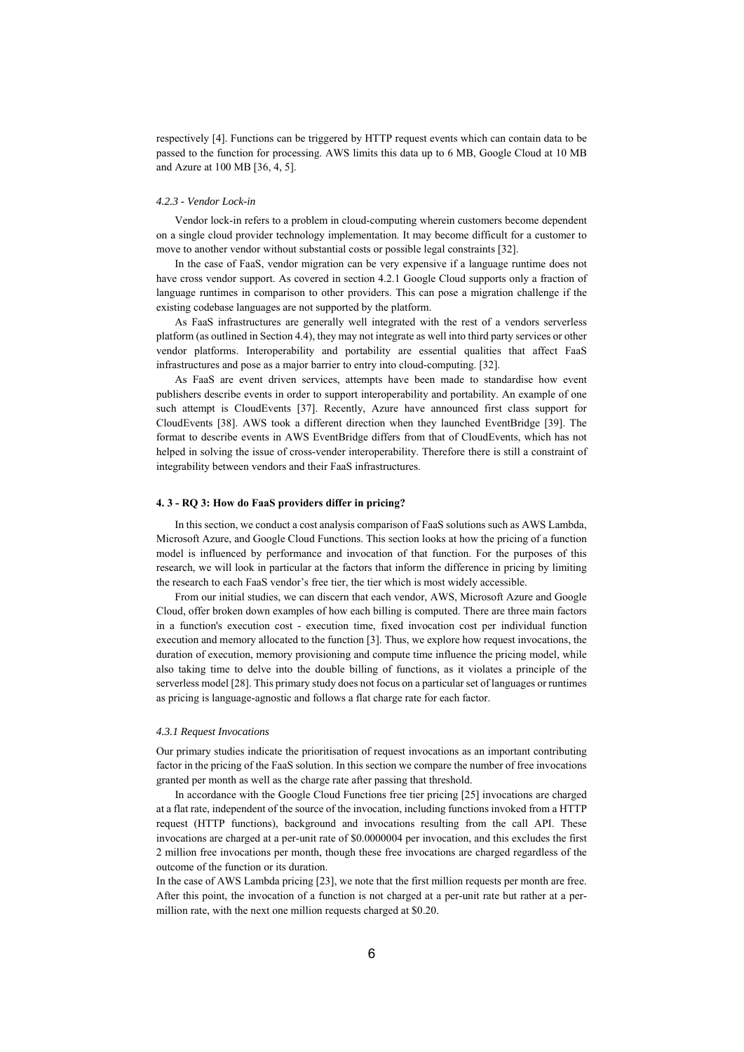respectively [4]. Functions can be triggered by HTTP request events which can contain data to be passed to the function for processing. AWS limits this data up to 6 MB, Google Cloud at 10 MB and Azure at 100 MB [36, 4, 5].

#### *4.2.3 - Vendor Lock-in*

Vendor lock-in refers to a problem in cloud-computing wherein customers become dependent on a single cloud provider technology implementation. It may become difficult for a customer to move to another vendor without substantial costs or possible legal constraints [32].

In the case of FaaS, vendor migration can be very expensive if a language runtime does not have cross vendor support. As covered in section 4.2.1 Google Cloud supports only a fraction of language runtimes in comparison to other providers. This can pose a migration challenge if the existing codebase languages are not supported by the platform.

As FaaS infrastructures are generally well integrated with the rest of a vendors serverless platform (as outlined in Section 4.4), they may not integrate as well into third party services or other vendor platforms. Interoperability and portability are essential qualities that affect FaaS infrastructures and pose as a major barrier to entry into cloud-computing. [32].

As FaaS are event driven services, attempts have been made to standardise how event publishers describe events in order to support interoperability and portability. An example of one such attempt is CloudEvents [37]. Recently, Azure have announced first class support for CloudEvents [38]. AWS took a different direction when they launched EventBridge [39]. The format to describe events in AWS EventBridge differs from that of CloudEvents, which has not helped in solving the issue of cross-vender interoperability. Therefore there is still a constraint of integrability between vendors and their FaaS infrastructures.

### 4. 3 - RQ 3: How do FaaS providers differ in pricing?

In this section, we conduct a cost analysis comparison of FaaS solutions such as AWS Lambda, Microsoft Azure, and Google Cloud Functions. This section looks at how the pricing of a function model is influenced by performance and invocation of that function. For the purposes of this research, we will look in particular at the factors that inform the difference in pricing by limiting the research to each FaaS vendor's free tier, the tier which is most widely accessible.

From our initial studies, we can discern that each vendor, AWS, Microsoft Azure and Google Cloud, offer broken down examples of how each billing is computed. There are three main factors in a function's execution cost - execution time, fixed invocation cost per individual function execution and memory allocated to the function [3]. Thus, we explore how request invocations, the duration of execution, memory provisioning and compute time influence the pricing model, while also taking time to delve into the double billing of functions, as it violates a principle of the serverless model [28]. This primary study does not focus on a particular set of languages or runtimes as pricing is language-agnostic and follows a flat charge rate for each factor.

#### *4.3.1 Request Invocations*

Our primary studies indicate the prioritisation of request invocations as an important contributing factor in the pricing of the FaaS solution. In this section we compare the number of free invocations granted per month as well as the charge rate after passing that threshold.

In accordance with the Google Cloud Functions free tier pricing [25] invocations are charged at a flat rate, independent of the source of the invocation, including functions invoked from a HTTP request (HTTP functions), background and invocations resulting from the call API. These invocations are charged at a per-unit rate of $0.0000004 per invocation, and this excludes the first 2 million free invocations per month, though these free invocations are charged regardless of the outcome of the function or its duration.

In the case of AWS Lambda pricing [23], we note that the first million requests per month are free. After this point, the invocation of a function is not charged at a per-unit rate but rather at a per-million rate, with the next one million requests charged at $0.20.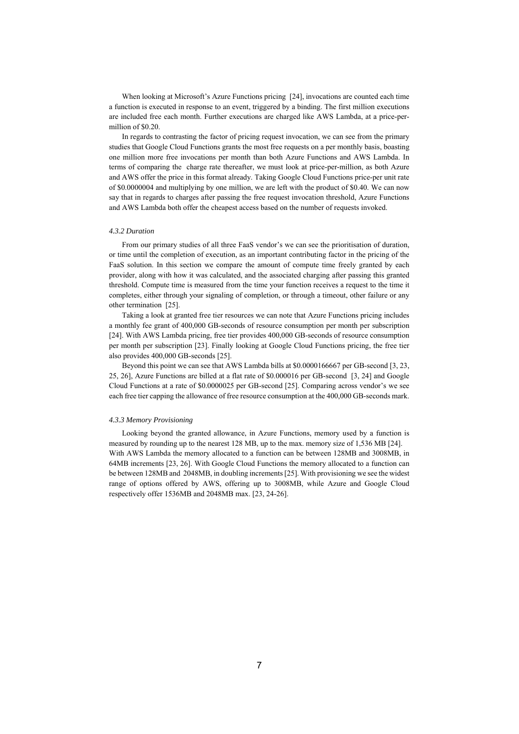When looking at Microsoft's Azure Functions pricing [24], invocations are counted each time a function is executed in response to an event, triggered by a binding. The first million executions are included free each month. Further executions are charged like AWS Lambda, at a price-per-million of $0.20.

In regards to contrasting the factor of pricing request invocation, we can see from the primary studies that Google Cloud Functions grants the most free requests on a per monthly basis, boasting one million more free invocations per month than both Azure Functions and AWS Lambda. In terms of comparing the charge rate thereafter, we must look at price-per-million, as both Azure and AWS offer the price in this format already. Taking Google Cloud Functions price-per unit rate of $0.0000004 and multiplying by one million, we are left with the product of $0.40. We can now say that in regards to charges after passing the free request invocation threshold, Azure Functions and AWS Lambda both offer the cheapest access based on the number of requests invoked.

#### *4.3.2 Duration*

From our primary studies of all three FaaS vendor's we can see the prioritisation of duration, or time until the completion of execution, as an important contributing factor in the pricing of the FaaS solution. In this section we compare the amount of compute time freely granted by each provider, along with how it was calculated, and the associated charging after passing this granted threshold. Compute time is measured from the time your function receives a request to the time it completes, either through your signaling of completion, or through a timeout, other failure or any other termination [25].

Taking a look at granted free tier resources we can note that Azure Functions pricing includes a monthly fee grant of 400,000 GB-seconds of resource consumption per month per subscription [24]. With AWS Lambda pricing, free tier provides 400,000 GB-seconds of resource consumption per month per subscription [23]. Finally looking at Google Cloud Functions pricing, the free tier also provides 400,000 GB-seconds [25].

Beyond this point we can see that AWS Lambda bills at $0.0000166667 per GB-second [3, 23, 25, 26], Azure Functions are billed at a flat rate of $0.000016 per GB-second [3, 24] and Google Cloud Functions at a rate of $0.0000025 per GB-second [25]. Comparing across vendor's we see each free tier capping the allowance of free resource consumption at the 400,000 GB-seconds mark.

#### *4.3.3 Memory Provisioning*

Looking beyond the granted allowance, in Azure Functions, memory used by a function is measured by rounding up to the nearest 128 MB, up to the max. memory size of 1,536 MB [24]. With AWS Lambda the memory allocated to a function can be between 128MB and 3008MB, in 64MB increments [23, 26]. With Google Cloud Functions the memory allocated to a function can be between 128MB and 2048MB, in doubling increments [25]. With provisioning we see the widest range of options offered by AWS, offering up to 3008MB, while Azure and Google Cloud respectively offer 1536MB and 2048MB max. [23, 24-26].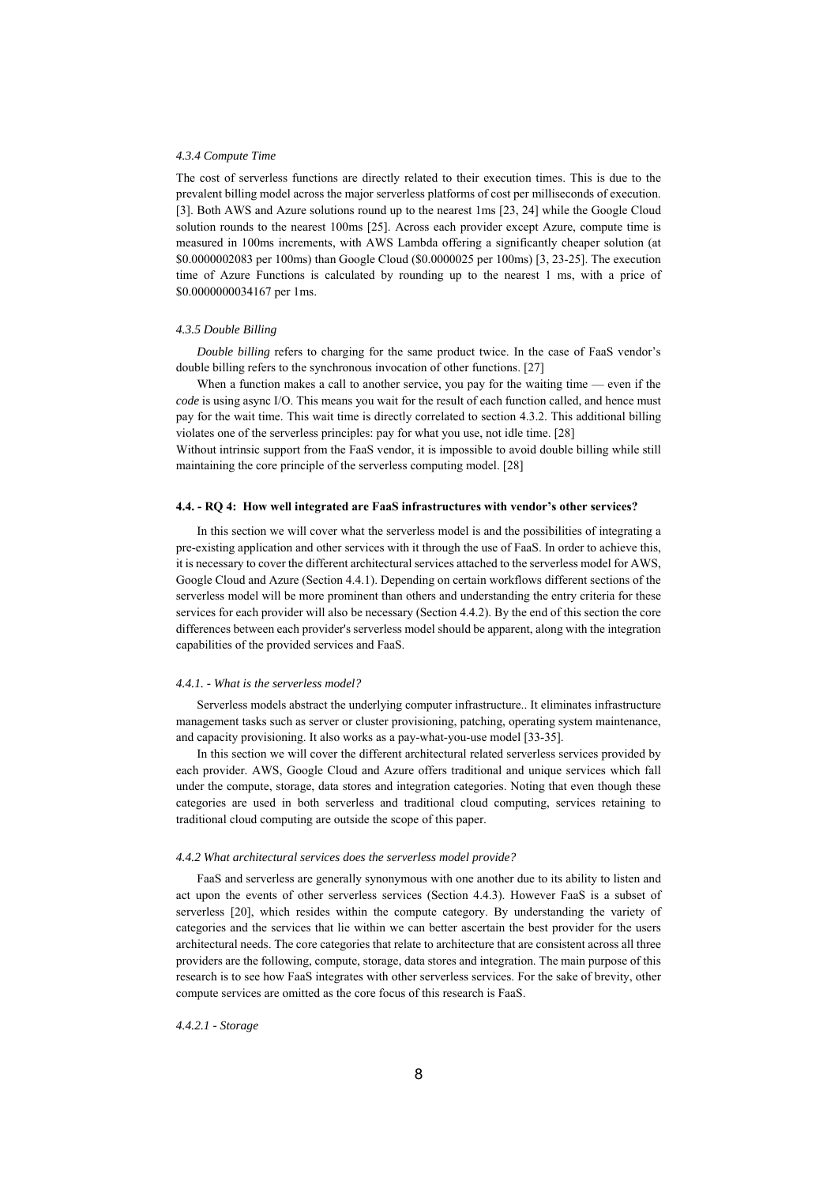#### *4.3.4 Compute Time*

The cost of serverless functions are directly related to their execution times. This is due to the prevalent billing model across the major serverless platforms of cost per milliseconds of execution. [3]. Both AWS and Azure solutions round up to the nearest 1ms [23, 24] while the Google Cloud solution rounds to the nearest 100ms [25]. Across each provider except Azure, compute time is measured in 100ms increments, with AWS Lambda offering a significantly cheaper solution (at $0.0000002083 per 100ms) than Google Cloud ($0.0000025 per 100ms) [3, 23-25]. The execution time of Azure Functions is calculated by rounding up to the nearest 1 ms, with a price of $0.0000000034167 per 1ms.

#### *4.3.5 Double Billing*

*Double billing* refers to charging for the same product twice. In the case of FaaS vendor's double billing refers to the synchronous invocation of other functions. [27]

When a function makes a call to another service, you pay for the waiting time — even if the *code* is using async I/O. This means you wait for the result of each function called, and hence must pay for the wait time. This wait time is directly correlated to section 4.3.2. This additional billing violates one of the serverless principles: pay for what you use, not idle time. [28]

Without intrinsic support from the FaaS vendor, it is impossible to avoid double billing while still maintaining the core principle of the serverless computing model. [28]

### 4.4. - RQ 4: How well integrated are FaaS infrastructures with vendor's other services?

In this section we will cover what the serverless model is and the possibilities of integrating a pre-existing application and other services with it through the use of FaaS. In order to achieve this, it is necessary to cover the different architectural services attached to the serverless model for AWS, Google Cloud and Azure (Section 4.4.1). Depending on certain workflows different sections of the serverless model will be more prominent than others and understanding the entry criteria for these services for each provider will also be necessary (Section 4.4.2). By the end of this section the core differences between each provider's serverless model should be apparent, along with the integration capabilities of the provided services and FaaS.

#### *4.4.1. - What is the serverless model?*

Serverless models abstract the underlying computer infrastructure.. It eliminates infrastructure management tasks such as server or cluster provisioning, patching, operating system maintenance, and capacity provisioning. It also works as a pay-what-you-use model [33-35].

In this section we will cover the different architectural related serverless services provided by each provider. AWS, Google Cloud and Azure offers traditional and unique services which fall under the compute, storage, data stores and integration categories. Noting that even though these categories are used in both serverless and traditional cloud computing, services retaining to traditional cloud computing are outside the scope of this paper.

#### *4.4.2 What architectural services does the serverless model provide?*

FaaS and serverless are generally synonymous with one another due to its ability to listen and act upon the events of other serverless services (Section 4.4.3). However FaaS is a subset of serverless [20], which resides within the compute category. By understanding the variety of categories and the services that lie within we can better ascertain the best provider for the users architectural needs. The core categories that relate to architecture that are consistent across all three providers are the following, compute, storage, data stores and integration. The main purpose of this research is to see how FaaS integrates with other serverless services. For the sake of brevity, other compute services are omitted as the core focus of this research is FaaS.

##### *4.4.2.1 - Storage*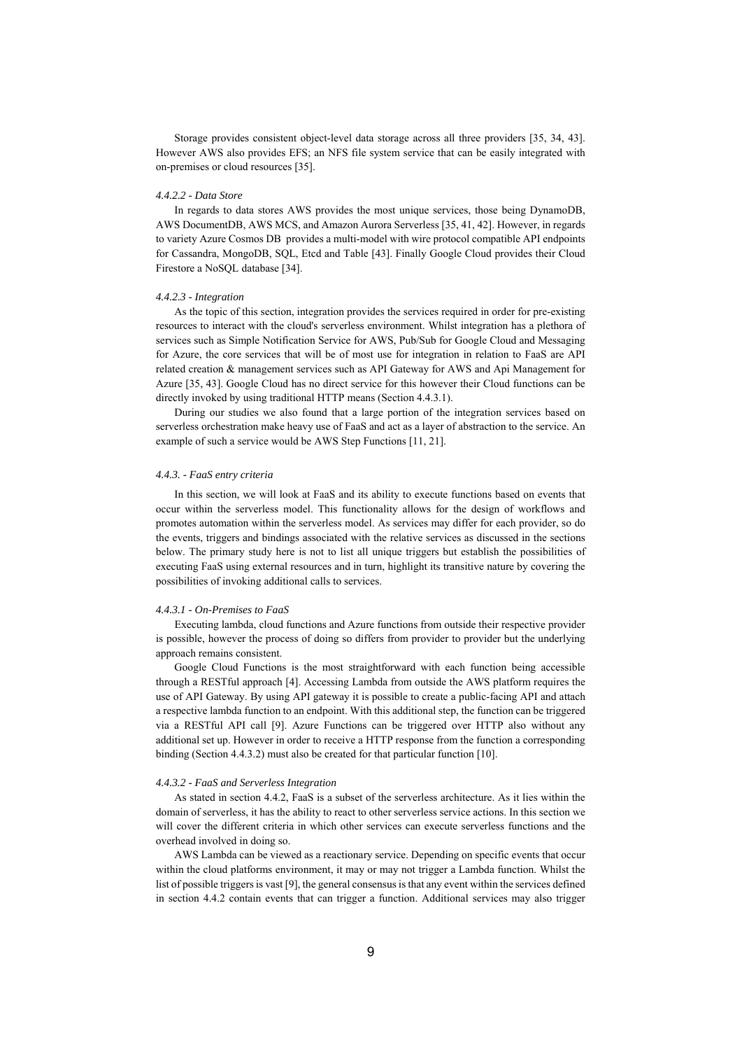Storage provides consistent object-level data storage across all three providers [35, 34, 43]. However AWS also provides EFS; an NFS file system service that can be easily integrated with on-premises or cloud resources [35].

#### *4.4.2.2 - Data Store*

In regards to data stores AWS provides the most unique services, those being DynamoDB, AWS DocumentDB, AWS MCS, and Amazon Aurora Serverless [35, 41, 42]. However, in regards to variety Azure Cosmos DB provides a multi-model with wire protocol compatible API endpoints for Cassandra, MongoDB, SQL, Etcd and Table [43]. Finally Google Cloud provides their Cloud Firestore a NoSQL database [34].

#### *4.4.2.3 - Integration*

As the topic of this section, integration provides the services required in order for pre-existing resources to interact with the cloud's serverless environment. Whilst integration has a plethora of services such as Simple Notification Service for AWS, Pub/Sub for Google Cloud and Messaging for Azure, the core services that will be of most use for integration in relation to FaaS are API related creation & management services such as API Gateway for AWS and Api Management for Azure [35, 43]. Google Cloud has no direct service for this however their Cloud functions can be directly invoked by using traditional HTTP means (Section 4.4.3.1).

During our studies we also found that a large portion of the integration services based on serverless orchestration make heavy use of FaaS and act as a layer of abstraction to the service. An example of such a service would be AWS Step Functions [11, 21].

### *4.4.3. - FaaS entry criteria*

In this section, we will look at FaaS and its ability to execute functions based on events that occur within the serverless model. This functionality allows for the design of workflows and promotes automation within the serverless model. As services may differ for each provider, so do the events, triggers and bindings associated with the relative services as discussed in the sections below. The primary study here is not to list all unique triggers but establish the possibilities of executing FaaS using external resources and in turn, highlight its transitive nature by covering the possibilities of invoking additional calls to services.

#### *4.4.3.1 - On-Premises to FaaS*

Executing lambda, cloud functions and Azure functions from outside their respective provider is possible, however the process of doing so differs from provider to provider but the underlying approach remains consistent.

Google Cloud Functions is the most straightforward with each function being accessible through a RESTful approach [4]. Accessing Lambda from outside the AWS platform requires the use of API Gateway. By using API gateway it is possible to create a public-facing API and attach a respective lambda function to an endpoint. With this additional step, the function can be triggered via a RESTful API call [9]. Azure Functions can be triggered over HTTP also without any additional set up. However in order to receive a HTTP response from the function a corresponding binding (Section 4.4.3.2) must also be created for that particular function [10].

#### *4.4.3.2 - FaaS and Serverless Integration*

As stated in section 4.4.2, FaaS is a subset of the serverless architecture. As it lies within the domain of serverless, it has the ability to react to other serverless service actions. In this section we will cover the different criteria in which other services can execute serverless functions and the overhead involved in doing so.

AWS Lambda can be viewed as a reactionary service. Depending on specific events that occur within the cloud platforms environment, it may or may not trigger a Lambda function. Whilst the list of possible triggers is vast [9], the general consensus is that any event within the services defined in section 4.4.2 contain events that can trigger a function. Additional services may also trigger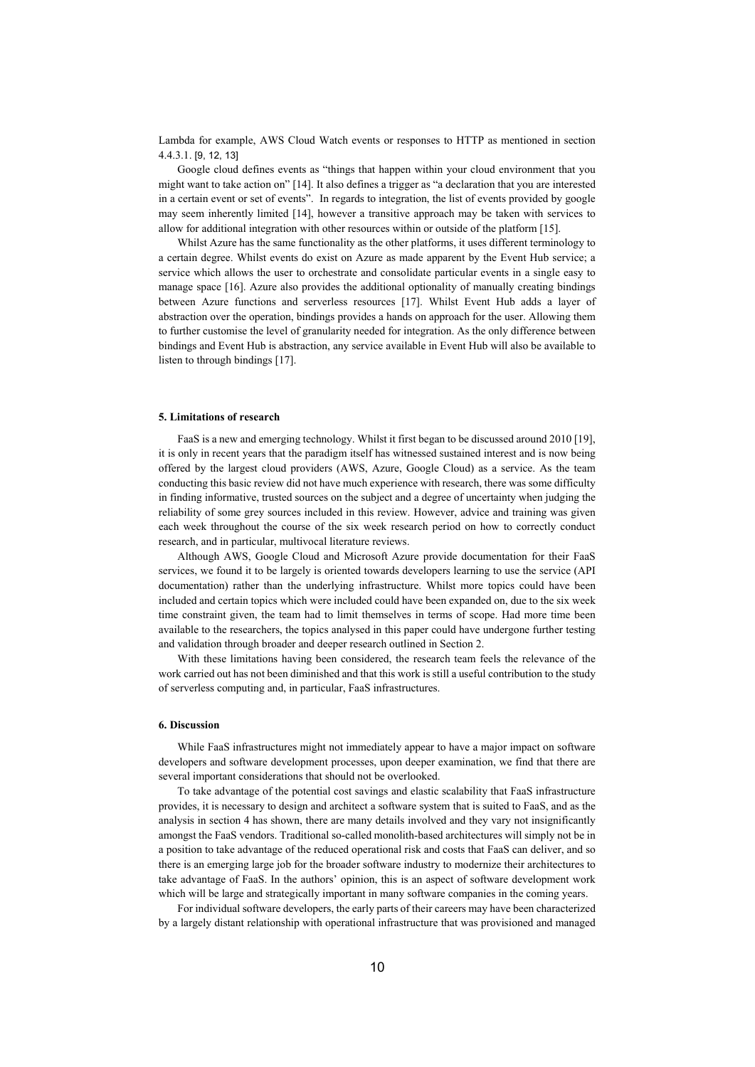Lambda for example, AWS Cloud Watch events or responses to HTTP as mentioned in section 4.4.3.1. [9, 12, 13]

Google cloud defines events as "things that happen within your cloud environment that you might want to take action on" [14]. It also defines a trigger as "a declaration that you are interested in a certain event or set of events". In regards to integration, the list of events provided by google may seem inherently limited [14], however a transitive approach may be taken with services to allow for additional integration with other resources within or outside of the platform [15].

Whilst Azure has the same functionality as the other platforms, it uses different terminology to a certain degree. Whilst events do exist on Azure as made apparent by the Event Hub service; a service which allows the user to orchestrate and consolidate particular events in a single easy to manage space [16]. Azure also provides the additional optionality of manually creating bindings between Azure functions and serverless resources [17]. Whilst Event Hub adds a layer of abstraction over the operation, bindings provides a hands on approach for the user. Allowing them to further customise the level of granularity needed for integration. As the only difference between bindings and Event Hub is abstraction, any service available in Event Hub will also be available to listen to through bindings [17].

## 5. Limitations of research

FaaS is a new and emerging technology. Whilst it first began to be discussed around 2010 [19], it is only in recent years that the paradigm itself has witnessed sustained interest and is now being offered by the largest cloud providers (AWS, Azure, Google Cloud) as a service. As the team conducting this basic review did not have much experience with research, there was some difficulty in finding informative, trusted sources on the subject and a degree of uncertainty when judging the reliability of some grey sources included in this review. However, advice and training was given each week throughout the course of the six week research period on how to correctly conduct research, and in particular, multivocal literature reviews.

Although AWS, Google Cloud and Microsoft Azure provide documentation for their FaaS services, we found it to be largely is oriented towards developers learning to use the service (API documentation) rather than the underlying infrastructure. Whilst more topics could have been included and certain topics which were included could have been expanded on, due to the six week time constraint given, the team had to limit themselves in terms of scope. Had more time been available to the researchers, the topics analysed in this paper could have undergone further testing and validation through broader and deeper research outlined in Section 2.

With these limitations having been considered, the research team feels the relevance of the work carried out has not been diminished and that this work is still a useful contribution to the study of serverless computing and, in particular, FaaS infrastructures.

## 6. Discussion

While FaaS infrastructures might not immediately appear to have a major impact on software developers and software development processes, upon deeper examination, we find that there are several important considerations that should not be overlooked.

To take advantage of the potential cost savings and elastic scalability that FaaS infrastructure provides, it is necessary to design and architect a software system that is suited to FaaS, and as the analysis in section 4 has shown, there are many details involved and they vary not insignificantly amongst the FaaS vendors. Traditional so-called monolith-based architectures will simply not be in a position to take advantage of the reduced operational risk and costs that FaaS can deliver, and so there is an emerging large job for the broader software industry to modernize their architectures to take advantage of FaaS. In the authors' opinion, this is an aspect of software development work which will be large and strategically important in many software companies in the coming years.

For individual software developers, the early parts of their careers may have been characterized by a largely distant relationship with operational infrastructure that was provisioned and managed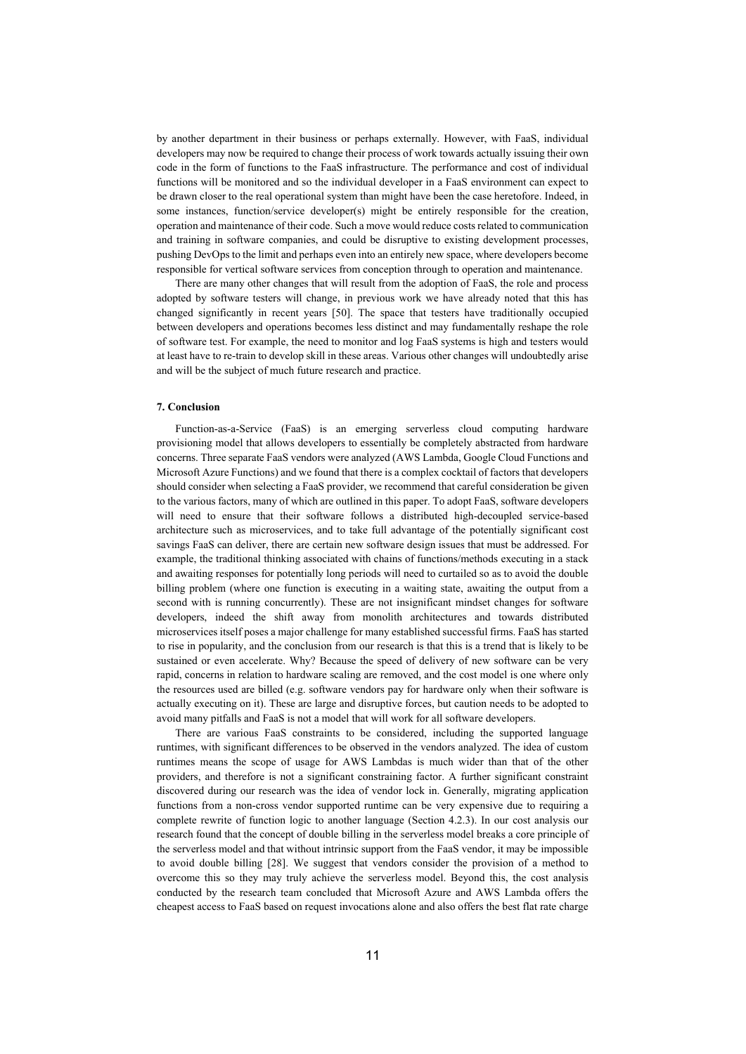by another department in their business or perhaps externally. However, with FaaS, individual developers may now be required to change their process of work towards actually issuing their own code in the form of functions to the FaaS infrastructure. The performance and cost of individual functions will be monitored and so the individual developer in a FaaS environment can expect to be drawn closer to the real operational system than might have been the case heretofore. Indeed, in some instances, function/service developer(s) might be entirely responsible for the creation, operation and maintenance of their code. Such a move would reduce costs related to communication and training in software companies, and could be disruptive to existing development processes, pushing DevOps to the limit and perhaps even into an entirely new space, where developers become responsible for vertical software services from conception through to operation and maintenance.

There are many other changes that will result from the adoption of FaaS, the role and process adopted by software testers will change, in previous work we have already noted that this has changed significantly in recent years [50]. The space that testers have traditionally occupied between developers and operations becomes less distinct and may fundamentally reshape the role of software test. For example, the need to monitor and log FaaS systems is high and testers would at least have to re-train to develop skill in these areas. Various other changes will undoubtedly arise and will be the subject of much future research and practice.

## 7. Conclusion

Function-as-a-Service (FaaS) is an emerging serverless cloud computing hardware provisioning model that allows developers to essentially be completely abstracted from hardware concerns. Three separate FaaS vendors were analyzed (AWS Lambda, Google Cloud Functions and Microsoft Azure Functions) and we found that there is a complex cocktail of factors that developers should consider when selecting a FaaS provider, we recommend that careful consideration be given to the various factors, many of which are outlined in this paper. To adopt FaaS, software developers will need to ensure that their software follows a distributed high-decoupled service-based architecture such as microservices, and to take full advantage of the potentially significant cost savings FaaS can deliver, there are certain new software design issues that must be addressed. For example, the traditional thinking associated with chains of functions/methods executing in a stack and awaiting responses for potentially long periods will need to curtailed so as to avoid the double billing problem (where one function is executing in a waiting state, awaiting the output from a second with is running concurrently). These are not insignificant mindset changes for software developers, indeed the shift away from monolith architectures and towards distributed microservices itself poses a major challenge for many established successful firms. FaaS has started to rise in popularity, and the conclusion from our research is that this is a trend that is likely to be sustained or even accelerate. Why? Because the speed of delivery of new software can be very rapid, concerns in relation to hardware scaling are removed, and the cost model is one where only the resources used are billed (e.g. software vendors pay for hardware only when their software is actually executing on it). These are large and disruptive forces, but caution needs to be adopted to avoid many pitfalls and FaaS is not a model that will work for all software developers.

There are various FaaS constraints to be considered, including the supported language runtimes, with significant differences to be observed in the vendors analyzed. The idea of custom runtimes means the scope of usage for AWS Lambdas is much wider than that of the other providers, and therefore is not a significant constraining factor. A further significant constraint discovered during our research was the idea of vendor lock in. Generally, migrating application functions from a non-cross vendor supported runtime can be very expensive due to requiring a complete rewrite of function logic to another language (Section 4.2.3). In our cost analysis our research found that the concept of double billing in the serverless model breaks a core principle of the serverless model and that without intrinsic support from the FaaS vendor, it may be impossible to avoid double billing [28]. We suggest that vendors consider the provision of a method to overcome this so they may truly achieve the serverless model. Beyond this, the cost analysis conducted by the research team concluded that Microsoft Azure and AWS Lambda offers the cheapest access to FaaS based on request invocations alone and also offers the best flat rate charge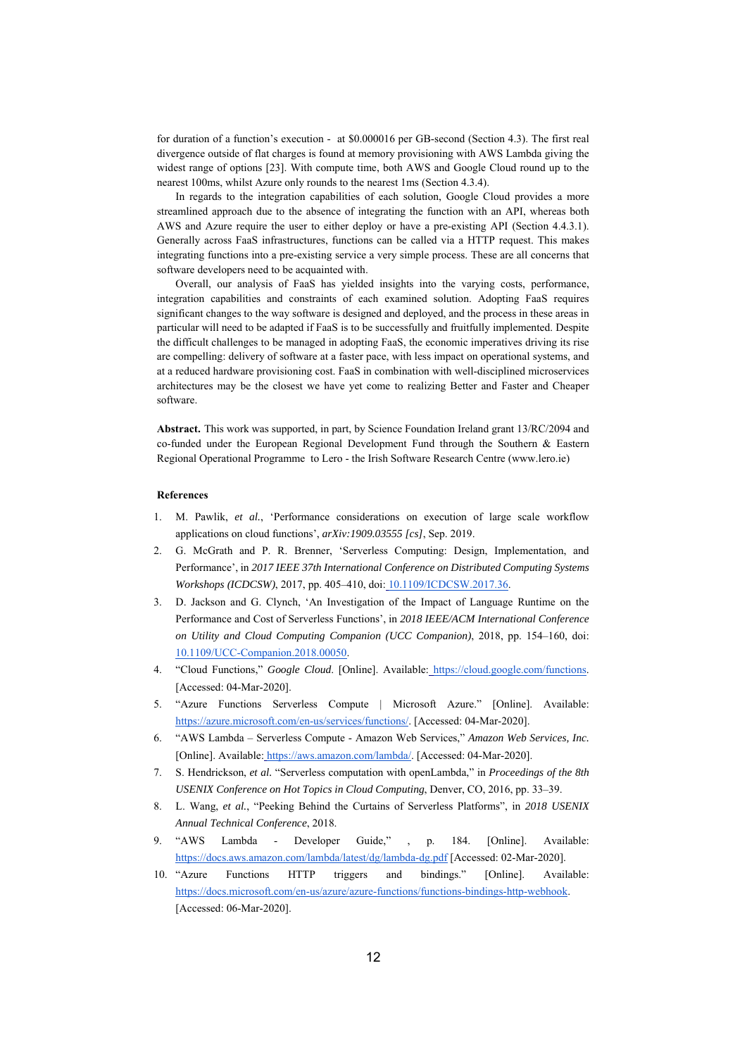for duration of a function's execution - at $0.000016 per GB-second (Section 4.3). The first real divergence outside of flat charges is found at memory provisioning with AWS Lambda giving the widest range of options [23]. With compute time, both AWS and Google Cloud round up to the nearest 100ms, whilst Azure only rounds to the nearest 1ms (Section 4.3.4).

In regards to the integration capabilities of each solution, Google Cloud provides a more streamlined approach due to the absence of integrating the function with an API, whereas both AWS and Azure require the user to either deploy or have a pre-existing API (Section 4.4.3.1). Generally across FaaS infrastructures, functions can be called via a HTTP request. This makes integrating functions into a pre-existing service a very simple process. These are all concerns that software developers need to be acquainted with.

Overall, our analysis of FaaS has yielded insights into the varying costs, performance, integration capabilities and constraints of each examined solution. Adopting FaaS requires significant changes to the way software is designed and deployed, and the process in these areas in particular will need to be adapted if FaaS is to be successfully and fruitfully implemented. Despite the difficult challenges to be managed in adopting FaaS, the economic imperatives driving its rise are compelling: delivery of software at a faster pace, with less impact on operational systems, and at a reduced hardware provisioning cost. FaaS in combination with well-disciplined microservices architectures may be the closest we have yet come to realizing Better and Faster and Cheaper software.

**Abstract.** This work was supported, in part, by Science Foundation Ireland grant 13/RC/2094 and co-funded under the European Regional Development Fund through the Southern & Eastern Regional Operational Programme to Lero - the Irish Software Research Centre (www.lero.ie)

**References**

1. M. Pawlik, *et al.*, 'Performance considerations on execution of large scale workflow applications on cloud functions', *arXiv:1909.03555 [cs]*, Sep. 2019.
2. G. McGrath and P. R. Brenner, 'Serverless Computing: Design, Implementation, and Performance', in *2017 IEEE 37th International Conference on Distributed Computing Systems Workshops (ICDCSW)*, 2017, pp. 405–410, doi: 10.1109/ICDCSW.2017.36.
3. D. Jackson and G. Clynch, 'An Investigation of the Impact of Language Runtime on the Performance and Cost of Serverless Functions', in *2018 IEEE/ACM International Conference on Utility and Cloud Computing Companion (UCC Companion)*, 2018, pp. 154–160, doi: 10.1109/UCC-Companion.2018.00050.
4. "Cloud Functions," *Google Cloud*. [Online]. Available: https://cloud.google.com/functions. [Accessed: 04-Mar-2020].
5. "Azure Functions Serverless Compute | Microsoft Azure." [Online]. Available: https://azure.microsoft.com/en-us/services/functions/. [Accessed: 04-Mar-2020].
6. "AWS Lambda – Serverless Compute - Amazon Web Services," *Amazon Web Services, Inc.* [Online]. Available: https://aws.amazon.com/lambda/. [Accessed: 04-Mar-2020].
7. S. Hendrickson, *et al.* "Serverless computation with openLambda," in *Proceedings of the 8th USENIX Conference on Hot Topics in Cloud Computing*, Denver, CO, 2016, pp. 33–39.
8. L. Wang, *et al.*, "Peeking Behind the Curtains of Serverless Platforms", in *2018 USENIX Annual Technical Conference*, 2018.
9. "AWS Lambda - Developer Guide," , p. 184. [Online]. Available: https://docs.aws.amazon.com/lambda/latest/dg/lambda-dg.pdf [Accessed: 02-Mar-2020].
10. "Azure Functions HTTP triggers and bindings." [Online]. Available: https://docs.microsoft.com/en-us/azure/azure-functions/functions-bindings-http-webhook. [Accessed: 06-Mar-2020].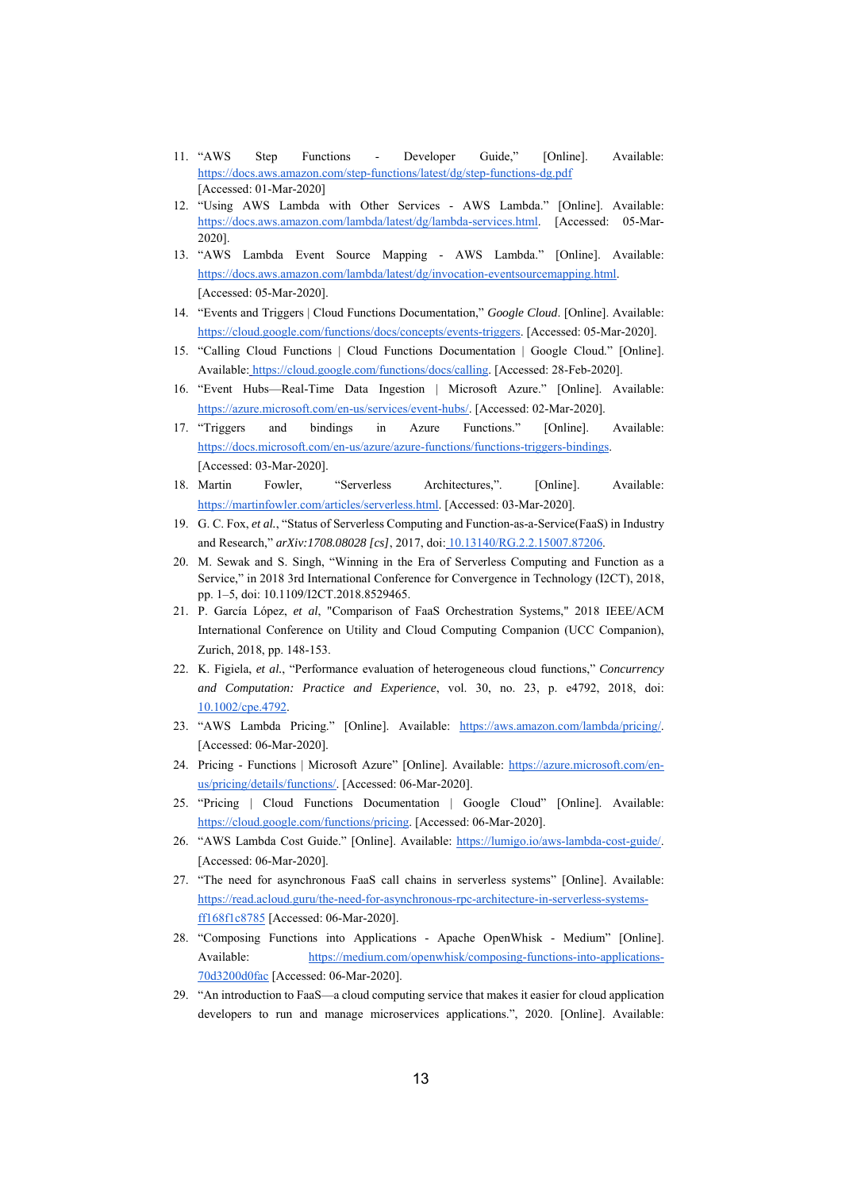11. "AWS Step Functions - Developer Guide," [Online]. Available: https://docs.aws.amazon.com/step-functions/latest/dg/step-functions-dg.pdf [Accessed: 01-Mar-2020]
12. "Using AWS Lambda with Other Services - AWS Lambda." [Online]. Available: https://docs.aws.amazon.com/lambda/latest/dg/lambda-services.html. [Accessed: 05-Mar-2020].
13. "AWS Lambda Event Source Mapping - AWS Lambda." [Online]. Available: https://docs.aws.amazon.com/lambda/latest/dg/invocation-eventsourcemapping.html. [Accessed: 05-Mar-2020].
14. "Events and Triggers | Cloud Functions Documentation," *Google Cloud*. [Online]. Available: https://cloud.google.com/functions/docs/concepts/events-triggers. [Accessed: 05-Mar-2020].
15. "Calling Cloud Functions | Cloud Functions Documentation | Google Cloud." [Online]. Available: https://cloud.google.com/functions/docs/calling. [Accessed: 28-Feb-2020].
16. "Event Hubs—Real-Time Data Ingestion | Microsoft Azure." [Online]. Available: https://azure.microsoft.com/en-us/services/event-hubs/. [Accessed: 02-Mar-2020].
17. "Triggers and bindings in Azure Functions." [Online]. Available: https://docs.microsoft.com/en-us/azure/azure-functions/functions-triggers-bindings. [Accessed: 03-Mar-2020].
18. Martin Fowler, "Serverless Architectures,". [Online]. Available: https://martinfowler.com/articles/serverless.html. [Accessed: 03-Mar-2020].
19. G. C. Fox, *et al.*, "Status of Serverless Computing and Function-as-a-Service(FaaS) in Industry and Research," *arXiv:1708.08028 [cs]*, 2017, doi: 10.13140/RG.2.2.15007.87206.
20. M. Sewak and S. Singh, "Winning in the Era of Serverless Computing and Function as a Service," in 2018 3rd International Conference for Convergence in Technology (I2CT), 2018, pp. 1–5, doi: 10.1109/I2CT.2018.8529465.
21. P. García López, *et al*, "Comparison of FaaS Orchestration Systems," 2018 IEEE/ACM International Conference on Utility and Cloud Computing Companion (UCC Companion), Zurich, 2018, pp. 148-153.
22. K. Figiela, *et al.*, "Performance evaluation of heterogeneous cloud functions," *Concurrency and Computation: Practice and Experience*, vol. 30, no. 23, p. e4792, 2018, doi: 10.1002/cpe.4792.
23. "AWS Lambda Pricing." [Online]. Available: https://aws.amazon.com/lambda/pricing/. [Accessed: 06-Mar-2020].
24. Pricing - Functions | Microsoft Azure" [Online]. Available: https://azure.microsoft.com/en-us/pricing/details/functions/. [Accessed: 06-Mar-2020].
25. "Pricing | Cloud Functions Documentation | Google Cloud" [Online]. Available: https://cloud.google.com/functions/pricing. [Accessed: 06-Mar-2020].
26. "AWS Lambda Cost Guide." [Online]. Available: https://lumigo.io/aws-lambda-cost-guide/. [Accessed: 06-Mar-2020].
27. "The need for asynchronous FaaS call chains in serverless systems" [Online]. Available: https://read.acloud.guru/the-need-for-asynchronous-rpc-architecture-in-serverless-systems-ff168f1c8785 [Accessed: 06-Mar-2020].
28. "Composing Functions into Applications - Apache OpenWhisk - Medium" [Online]. Available: https://medium.com/openwhisk/composing-functions-into-applications-70d3200d0fac [Accessed: 06-Mar-2020].
29. "An introduction to FaaS—a cloud computing service that makes it easier for cloud application developers to run and manage microservices applications.", 2020. [Online]. Available: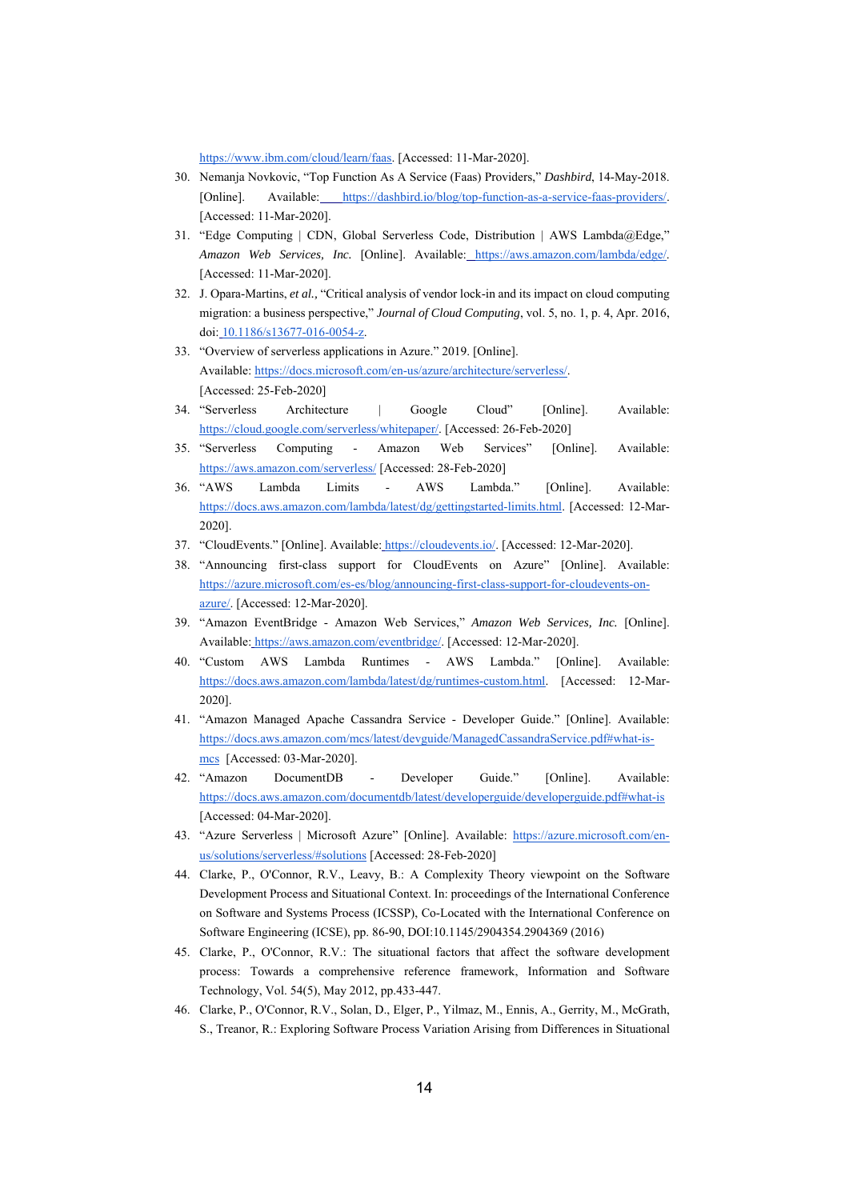https://www.ibm.com/cloud/learn/faas. [Accessed: 11-Mar-2020].

30. Nemanja Novkovic, "Top Function As A Service (Faas) Providers," *Dashbird*, 14-May-2018. [Online]. Available: https://dashbird.io/blog/top-function-as-a-service-faas-providers/. [Accessed: 11-Mar-2020].
31. "Edge Computing | CDN, Global Serverless Code, Distribution | AWS Lambda@Edge," *Amazon Web Services, Inc.* [Online]. Available: https://aws.amazon.com/lambda/edge/. [Accessed: 11-Mar-2020].
32. J. Opara-Martins, *et al.,* "Critical analysis of vendor lock-in and its impact on cloud computing migration: a business perspective," *Journal of Cloud Computing*, vol. 5, no. 1, p. 4, Apr. 2016, doi: 10.1186/s13677-016-0054-z.
33. "Overview of serverless applications in Azure." 2019. [Online]. Available: https://docs.microsoft.com/en-us/azure/architecture/serverless/. [Accessed: 25-Feb-2020]
34. "Serverless Architecture | Google Cloud" [Online]. Available: https://cloud.google.com/serverless/whitepaper/. [Accessed: 26-Feb-2020]
35. "Serverless Computing - Amazon Web Services" [Online]. Available: https://aws.amazon.com/serverless/ [Accessed: 28-Feb-2020]
36. "AWS Lambda Limits - AWS Lambda." [Online]. Available: https://docs.aws.amazon.com/lambda/latest/dg/gettingstarted-limits.html. [Accessed: 12-Mar-2020].
37. "CloudEvents." [Online]. Available: https://cloudevents.io/. [Accessed: 12-Mar-2020].
38. "Announcing first-class support for CloudEvents on Azure" [Online]. Available: https://azure.microsoft.com/es-es/blog/announcing-first-class-support-for-cloudevents-on-azure/. [Accessed: 12-Mar-2020].
39. "Amazon EventBridge - Amazon Web Services," *Amazon Web Services, Inc.* [Online]. Available: https://aws.amazon.com/eventbridge/. [Accessed: 12-Mar-2020].
40. "Custom AWS Lambda Runtimes - AWS Lambda." [Online]. Available: https://docs.aws.amazon.com/lambda/latest/dg/runtimes-custom.html. [Accessed: 12-Mar-2020].
41. "Amazon Managed Apache Cassandra Service - Developer Guide." [Online]. Available: https://docs.aws.amazon.com/mcs/latest/devguide/ManagedCassandraService.pdf#what-is-mcs [Accessed: 03-Mar-2020].
42. "Amazon DocumentDB - Developer Guide." [Online]. Available: https://docs.aws.amazon.com/documentdb/latest/developerguide/developerguide.pdf#what-is [Accessed: 04-Mar-2020].
43. "Azure Serverless | Microsoft Azure" [Online]. Available: https://azure.microsoft.com/en-us/solutions/serverless/#solutions [Accessed: 28-Feb-2020]
44. Clarke, P., O'Connor, R.V., Leavy, B.: A Complexity Theory viewpoint on the Software Development Process and Situational Context. In: proceedings of the International Conference on Software and Systems Process (ICSSP), Co-Located with the International Conference on Software Engineering (ICSE), pp. 86-90, DOI:10.1145/2904354.2904369 (2016)
45. Clarke, P., O'Connor, R.V.: The situational factors that affect the software development process: Towards a comprehensive reference framework, Information and Software Technology, Vol. 54(5), May 2012, pp.433-447.
46. Clarke, P., O'Connor, R.V., Solan, D., Elger, P., Yilmaz, M., Ennis, A., Gerrity, M., McGrath, S., Treanor, R.: Exploring Software Process Variation Arising from Differences in Situational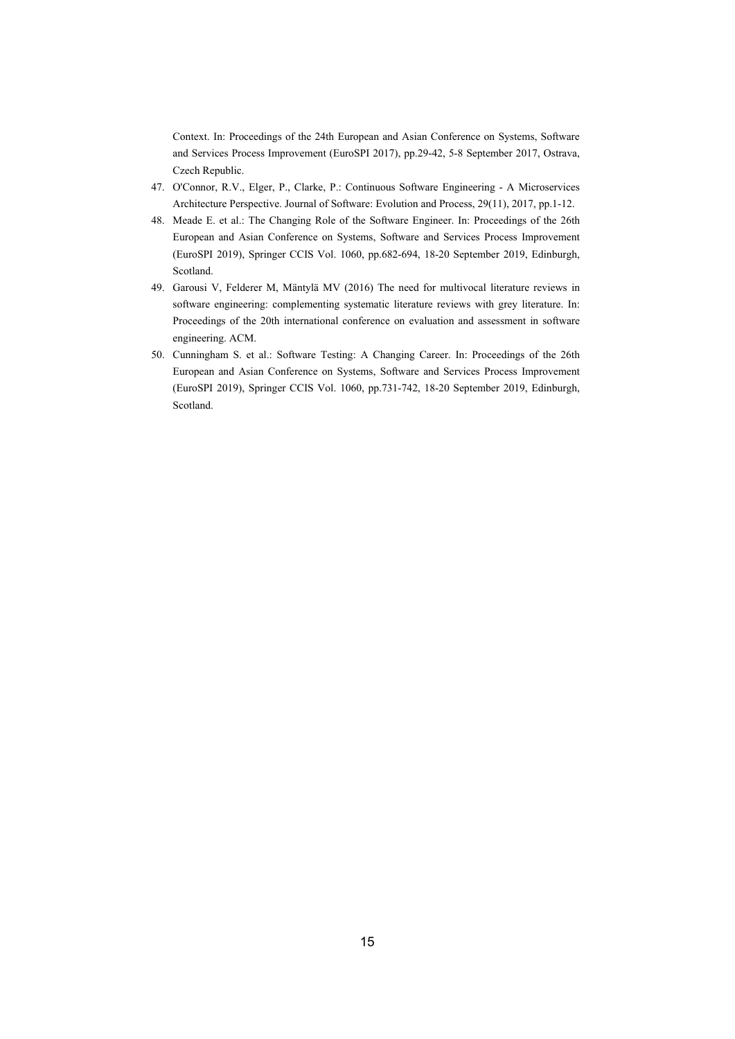Context. In: Proceedings of the 24th European and Asian Conference on Systems, Software and Services Process Improvement (EuroSPI 2017), pp.29-42, 5-8 September 2017, Ostrava, Czech Republic.

47. O'Connor, R.V., Elger, P., Clarke, P.: Continuous Software Engineering - A Microservices Architecture Perspective. Journal of Software: Evolution and Process, 29(11), 2017, pp.1-12.
48. Meade E. et al.: The Changing Role of the Software Engineer. In: Proceedings of the 26th European and Asian Conference on Systems, Software and Services Process Improvement (EuroSPI 2019), Springer CCIS Vol. 1060, pp.682-694, 18-20 September 2019, Edinburgh, Scotland.
49. Garousi V, Felderer M, Mäntylä MV (2016) The need for multivocal literature reviews in software engineering: complementing systematic literature reviews with grey literature. In: Proceedings of the 20th international conference on evaluation and assessment in software engineering. ACM.
50. Cunningham S. et al.: Software Testing: A Changing Career. In: Proceedings of the 26th European and Asian Conference on Systems, Software and Services Process Improvement (EuroSPI 2019), Springer CCIS Vol. 1060, pp.731-742, 18-20 September 2019, Edinburgh, Scotland.